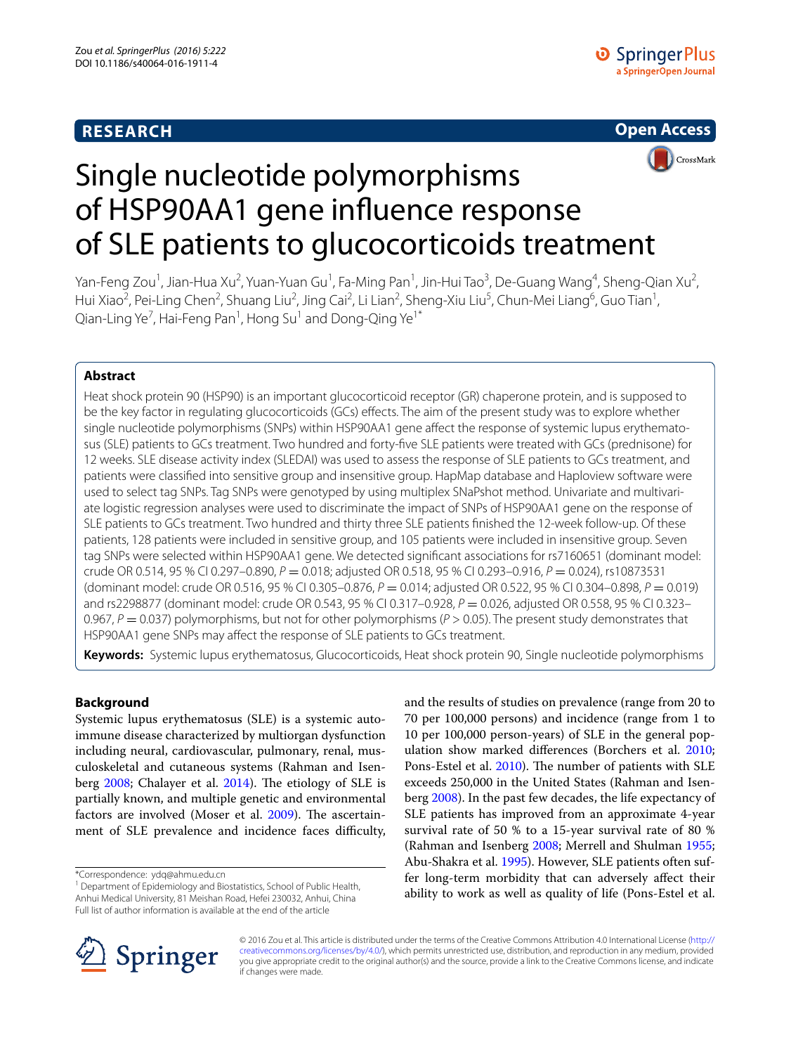# Single nucleotide polymorphisms of HSP90AA1 gene influence response of SLE patients to glucocorticoids treatment

Yan-Feng Zou[1], Jian-Hua Xu[2], Yuan-Yuan Gu[1], Fa-Ming Pan[1], Jin-Hui Tao[3], De-Guang Wang[4], Sheng-Qian Xu[2], Hui Xiao[2], Pei-Ling Chen[2], Shuang Liu[2], Jing Cai[2], Li Lian[2], Sheng-Xiu Liu[5], Chun-Mei Liang[6], Guo Tian[1], Qian-Ling Ye[7], Hai-Feng Pan[1], Hong Su[1] and Dong-Qing Ye[1*]

## Abstract

Heat shock protein 90 (HSP90) is an important glucocorticoid receptor (GR) chaperone protein, and is supposed to be the key factor in regulating glucocorticoids (GCs) effects. The aim of the present study was to explore whether single nucleotide polymorphisms (SNPs) within HSP90AA1 gene affect the response of systemic lupus erythematosus (SLE) patients to GCs treatment. Two hundred and forty-five SLE patients were treated with GCs (prednisone) for 12 weeks. SLE disease activity index (SLEDAI) was used to assess the response of SLE patients to GCs treatment, and patients were classified into sensitive group and insensitive group. HapMap database and Haploview software were used to select tag SNPs. Tag SNPs were genotyped by using multiplex SNaPshot method. Univariate and multivariate logistic regression analyses were used to discriminate the impact of SNPs of HSP90AA1 gene on the response of SLE patients to GCs treatment. Two hundred and thirty three SLE patients finished the 12-week follow-up. Of these patients, 128 patients were included in sensitive group, and 105 patients were included in insensitive group. Seven tag SNPs were selected within HSP90AA1 gene. We detected significant associations for rs7160651 (dominant model: crude OR 0.514, 95 % CI 0.297–0.890, $P = 0.018$; adjusted OR 0.518, 95 % CI 0.293–0.916, $P = 0.024$), rs10873531 (dominant model: crude OR 0.516, 95 % CI 0.305–0.876, $P = 0.014$; adjusted OR 0.522, 95 % CI 0.304–0.898, $P = 0.019$) and rs2298877 (dominant model: crude OR 0.543, 95 % CI 0.317–0.928, $P = 0.026$, adjusted OR 0.558, 95 % CI 0.323–0.967, $P = 0.037$) polymorphisms, but not for other polymorphisms ($P > 0.05$). The present study demonstrates that HSP90AA1 gene SNPs may affect the response of SLE patients to GCs treatment.

**Keywords:** Systemic lupus erythematosus, Glucocorticoids, Heat shock protein 90, Single nucleotide polymorphisms

## Background

Systemic lupus erythematosus (SLE) is a systemic autoimmune disease characterized by multiorgan dysfunction including neural, cardiovascular, pulmonary, renal, musculoskeletal and cutaneous systems (Rahman and Isenberg 2008; Chalayer et al. 2014). The etiology of SLE is partially known, and multiple genetic and environmental factors are involved (Moser et al. 2009). The ascertainment of SLE prevalence and incidence faces difficulty, and the results of studies on prevalence (range from 20 to 70 per 100,000 persons) and incidence (range from 1 to 10 per 100,000 person-years) of SLE in the general population show marked differences (Borchers et al. 2010; Pons-Estel et al. 2010). The number of patients with SLE exceeds 250,000 in the United States (Rahman and Isenberg 2008). In the past few decades, the life expectancy of SLE patients has improved from an approximate 4-year survival rate of 50 % to a 15-year survival rate of 80 % (Rahman and Isenberg 2008; Merrell and Shulman 1955; Abu-Shakra et al. 1995). However, SLE patients often suffer long-term morbidity that can adversely affect their ability to work as well as quality of life (Pons-Estel et al.

*Correspondence: ydq@ahmu.edu.cn
[1] Department of Epidemiology and Biostatistics, School of Public Health, Anhui Medical University, 81 Meishan Road, Hefei 230032, Anhui, China
Full list of author information is available at the end of the article

© 2016 Zou et al. This article is distributed under the terms of the Creative Commons Attribution 4.0 International License (http://creativecommons.org/licenses/by/4.0/), which permits unrestricted use, distribution, and reproduction in any medium, provided you give appropriate credit to the original author(s) and the source, provide a link to the Creative Commons license, and indicate if changes were made.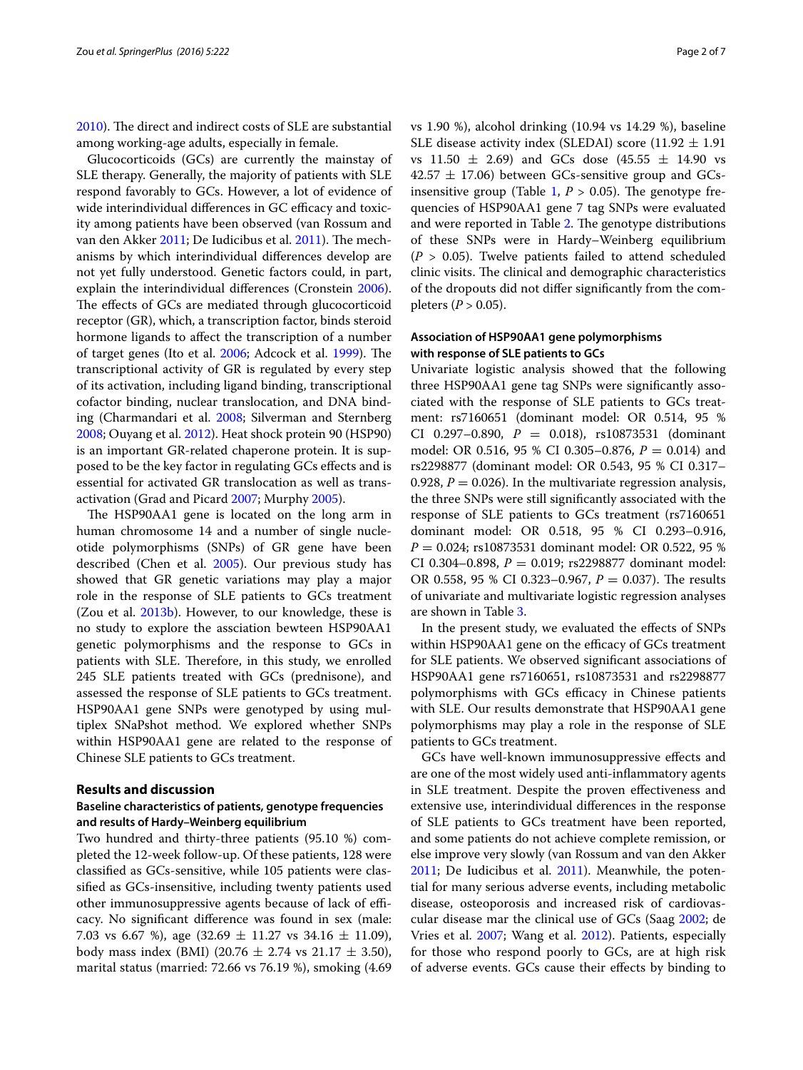2010). The direct and indirect costs of SLE are substantial among working-age adults, especially in female.

Glucocorticoids (GCs) are currently the mainstay of SLE therapy. Generally, the majority of patients with SLE respond favorably to GCs. However, a lot of evidence of wide interindividual differences in GC efficacy and toxicity among patients have been observed (van Rossum and van den Akker 2011; De Iudicibus et al. 2011). The mechanisms by which interindividual differences develop are not yet fully understood. Genetic factors could, in part, explain the interindividual differences (Cronstein 2006). The effects of GCs are mediated through glucocorticoid receptor (GR), which, a transcription factor, binds steroid hormone ligands to affect the transcription of a number of target genes (Ito et al. 2006; Adcock et al. 1999). The transcriptional activity of GR is regulated by every step of its activation, including ligand binding, transcriptional cofactor binding, nuclear translocation, and DNA binding (Charmandari et al. 2008; Silverman and Sternberg 2008; Ouyang et al. 2012). Heat shock protein 90 (HSP90) is an important GR-related chaperone protein. It is supposed to be the key factor in regulating GCs effects and is essential for activated GR translocation as well as transactivation (Grad and Picard 2007; Murphy 2005).

The HSP90AA1 gene is located on the long arm in human chromosome 14 and a number of single nucleotide polymorphisms (SNPs) of GR gene have been described (Chen et al. 2005). Our previous study has showed that GR genetic variations may play a major role in the response of SLE patients to GCs treatment (Zou et al. 2013b). However, to our knowledge, these is no study to explore the assciation bewteen HSP90AA1 genetic polymorphisms and the response to GCs in patients with SLE. Therefore, in this study, we enrolled 245 SLE patients treated with GCs (prednisone), and assessed the response of SLE patients to GCs treatment. HSP90AA1 gene SNPs were genotyped by using multiplex SNaPshot method. We explored whether SNPs within HSP90AA1 gene are related to the response of Chinese SLE patients to GCs treatment.

## Results and discussion

### Baseline characteristics of patients, genotype frequencies and results of Hardy–Weinberg equilibrium

Two hundred and thirty-three patients (95.10 %) completed the 12-week follow-up. Of these patients, 128 were classified as GCs-sensitive, while 105 patients were classified as GCs-insensitive, including twenty patients used other immunosuppressive agents because of lack of efficacy. No significant difference was found in sex (male: 7.03 vs 6.67 %), age (32.69 ± 11.27 vs 34.16 ± 11.09), body mass index (BMI) (20.76 ± 2.74 vs 21.17 ± 3.50), marital status (married: 72.66 vs 76.19 %), smoking (4.69 vs 1.90 %), alcohol drinking (10.94 vs 14.29 %), baseline SLE disease activity index (SLEDAI) score (11.92 ± 1.91 vs 11.50 ± 2.69) and GCs dose (45.55 ± 14.90 vs 42.57 ± 17.06) between GCs-sensitive group and GCs-insensitive group (Table 1, $P > 0.05$). The genotype frequencies of HSP90AA1 gene 7 tag SNPs were evaluated and were reported in Table 2. The genotype distributions of these SNPs were in Hardy–Weinberg equilibrium ($P > 0.05$). Twelve patients failed to attend scheduled clinic visits. The clinical and demographic characteristics of the dropouts did not differ significantly from the completers ($P > 0.05$).

### Association of HSP90AA1 gene polymorphisms with response of SLE patients to GCs

Univariate logistic analysis showed that the following three HSP90AA1 gene tag SNPs were significantly associated with the response of SLE patients to GCs treatment: rs7160651 (dominant model: OR 0.514, 95 % CI 0.297–0.890, $P = 0.018$), rs10873531 (dominant model: OR 0.516, 95 % CI 0.305–0.876, $P = 0.014$) and rs2298877 (dominant model: OR 0.543, 95 % CI 0.317–0.928, $P = 0.026$). In the multivariate regression analysis, the three SNPs were still significantly associated with the response of SLE patients to GCs treatment (rs7160651 dominant model: OR 0.518, 95 % CI 0.293–0.916, $P = 0.024$; rs10873531 dominant model: OR 0.522, 95 % CI 0.304–0.898, $P = 0.019$; rs2298877 dominant model: OR 0.558, 95 % CI 0.323–0.967, $P = 0.037$). The results of univariate and multivariate logistic regression analyses are shown in Table 3.

In the present study, we evaluated the effects of SNPs within HSP90AA1 gene on the efficacy of GCs treatment for SLE patients. We observed significant associations of HSP90AA1 gene rs7160651, rs10873531 and rs2298877 polymorphisms with GCs efficacy in Chinese patients with SLE. Our results demonstrate that HSP90AA1 gene polymorphisms may play a role in the response of SLE patients to GCs treatment.

GCs have well-known immunosuppressive effects and are one of the most widely used anti-inflammatory agents in SLE treatment. Despite the proven effectiveness and extensive use, interindividual differences in the response of SLE patients to GCs treatment have been reported, and some patients do not achieve complete remission, or else improve very slowly (van Rossum and van den Akker 2011; De Iudicibus et al. 2011). Meanwhile, the potential for many serious adverse events, including metabolic disease, osteoporosis and increased risk of cardiovascular disease mar the clinical use of GCs (Saag 2002; de Vries et al. 2007; Wang et al. 2012). Patients, especially for those who respond poorly to GCs, are at high risk of adverse events. GCs cause their effects by binding to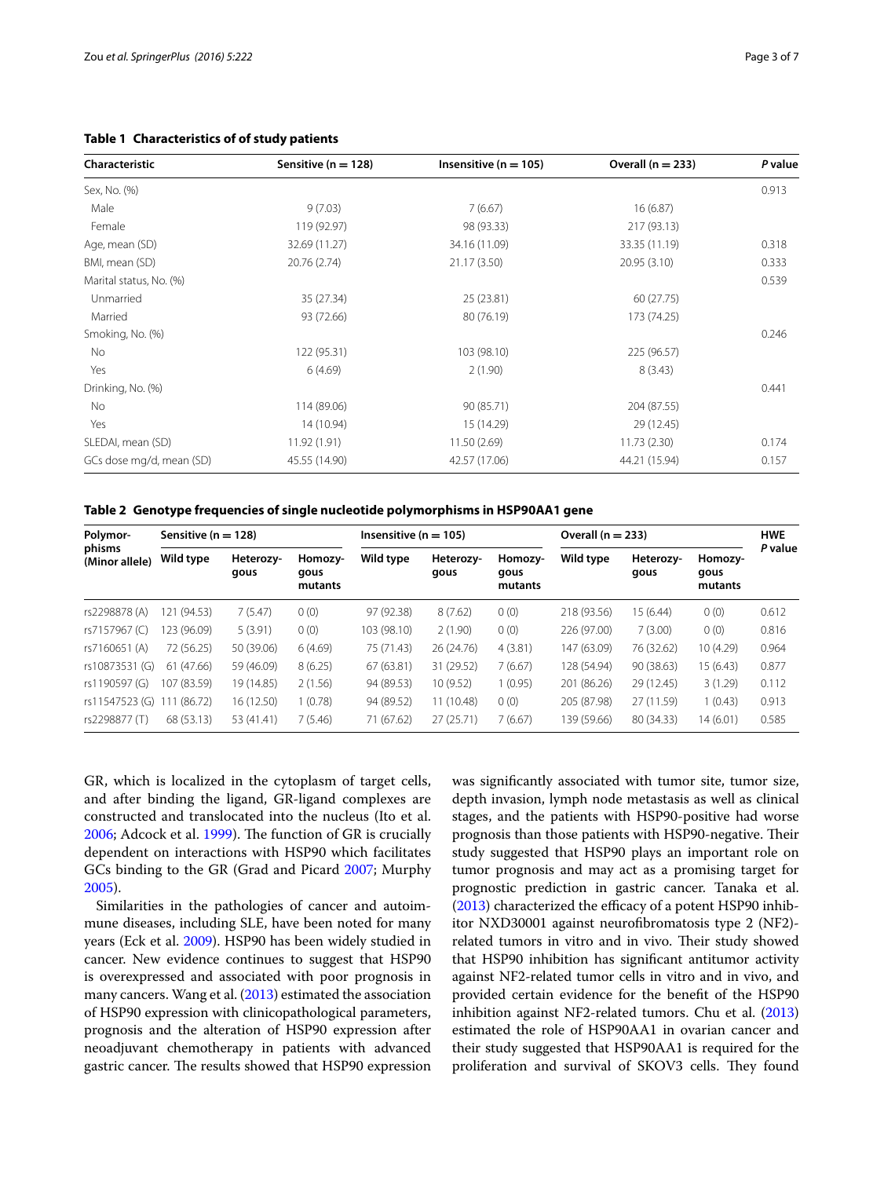**Table 1 Characteristics of study patients**

| Characteristic | Sensitive (n = 128) | Insensitive (n = 105) | Overall (n = 233) | *P* value |
|---|---|---|---|---|
| Sex, No. (%) | | | | 0.913 |
| Male | 9 (7.03) | 7 (6.67) | 16 (6.87) | |
| Female | 119 (92.97) | 98 (93.33) | 217 (93.13) | |
| Age, mean (SD) | 32.69 (11.27) | 34.16 (11.09) | 33.35 (11.19) | 0.318 |
| BMI, mean (SD) | 20.76 (2.74) | 21.17 (3.50) | 20.95 (3.10) | 0.333 |
| Marital status, No. (%) | | | | 0.539 |
| Unmarried | 35 (27.34) | 25 (23.81) | 60 (27.75) | |
| Married | 93 (72.66) | 80 (76.19) | 173 (74.25) | |
| Smoking, No. (%) | | | | 0.246 |
| No | 122 (95.31) | 103 (98.10) | 225 (96.57) | |
| Yes | 6 (4.69) | 2 (1.90) | 8 (3.43) | |
| Drinking, No. (%) | | | | 0.441 |
| No | 114 (89.06) | 90 (85.71) | 204 (87.55) | |
| Yes | 14 (10.94) | 15 (14.29) | 29 (12.45) | |
| SLEDAI, mean (SD) | 11.92 (1.91) | 11.50 (2.69) | 11.73 (2.30) | 0.174 |
| GCs dose mg/d, mean (SD) | 45.55 (14.90) | 42.57 (17.06) | 44.21 (15.94) | 0.157 |

**Table 2 Genotype frequencies of single nucleotide polymorphisms in HSP90AA1 gene**

| Polymorphisms (Minor allele) | Sensitive (n = 128) | | | Insensitive (n = 105) | | | Overall (n = 233) | | | HWE *P* value |
|---|---|---|---|---|---|---|---|---|---|---|
| | Wild type | Heterozygous | Homozygous mutants | Wild type | Heterozygous | Homozygous mutants | Wild type | Heterozygous | Homozygous mutants | |
| rs2298878 (A) | 121 (94.53) | 7 (5.47) | 0 (0) | 97 (92.38) | 8 (7.62) | 0 (0) | 218 (93.56) | 15 (6.44) | 0 (0) | 0.612 |
| rs7157967 (C) | 123 (96.09) | 5 (3.91) | 0 (0) | 103 (98.10) | 2 (1.90) | 0 (0) | 226 (97.00) | 7 (3.00) | 0 (0) | 0.816 |
| rs7160651 (A) | 72 (56.25) | 50 (39.06) | 6 (4.69) | 75 (71.43) | 26 (24.76) | 4 (3.81) | 147 (63.09) | 76 (32.62) | 10 (4.29) | 0.964 |
| rs10873531 (G) | 61 (47.66) | 59 (46.09) | 8 (6.25) | 67 (63.81) | 31 (29.52) | 7 (6.67) | 128 (54.94) | 90 (38.63) | 15 (6.43) | 0.877 |
| rs1190597 (G) | 107 (83.59) | 19 (14.85) | 2 (1.56) | 94 (89.53) | 10 (9.52) | 1 (0.95) | 201 (86.26) | 29 (12.45) | 3 (1.29) | 0.112 |
| rs11547523 (G) | 111 (86.72) | 16 (12.50) | 1 (0.78) | 94 (89.52) | 11 (10.48) | 0 (0) | 205 (87.98) | 27 (11.59) | 1 (0.43) | 0.913 |
| rs2298877 (T) | 68 (53.13) | 53 (41.41) | 7 (5.46) | 71 (67.62) | 27 (25.71) | 7 (6.67) | 139 (59.66) | 80 (34.33) | 14 (6.01) | 0.585 |

GR, which is localized in the cytoplasm of target cells, and after binding the ligand, GR-ligand complexes are constructed and translocated into the nucleus (Ito et al. 2006; Adcock et al. 1999). The function of GR is crucially dependent on interactions with HSP90 which facilitates GCs binding to the GR (Grad and Picard 2007; Murphy 2005).

Similarities in the pathologies of cancer and autoimmune diseases, including SLE, have been noted for many years (Eck et al. 2009). HSP90 has been widely studied in cancer. New evidence continues to suggest that HSP90 is overexpressed and associated with poor prognosis in many cancers. Wang et al. (2013) estimated the association of HSP90 expression with clinicopathological parameters, prognosis and the alteration of HSP90 expression after neoadjuvant chemotherapy in patients with advanced gastric cancer. The results showed that HSP90 expression was significantly associated with tumor site, tumor size, depth invasion, lymph node metastasis as well as clinical stages, and the patients with HSP90-positive had worse prognosis than those patients with HSP90-negative. Their study suggested that HSP90 plays an important role on tumor prognosis and may act as a promising target for prognostic prediction in gastric cancer. Tanaka et al. (2013) characterized the efficacy of a potent HSP90 inhibitor NXD30001 against neurofibromatosis type 2 (NF2)-related tumors in vitro and in vivo. Their study showed that HSP90 inhibition has significant antitumor activity against NF2-related tumor cells in vitro and in vivo, and provided certain evidence for the benefit of the HSP90 inhibition against NF2-related tumors. Chu et al. (2013) estimated the role of HSP90AA1 in ovarian cancer and their study suggested that HSP90AA1 is required for the proliferation and survival of SKOV3 cells. They found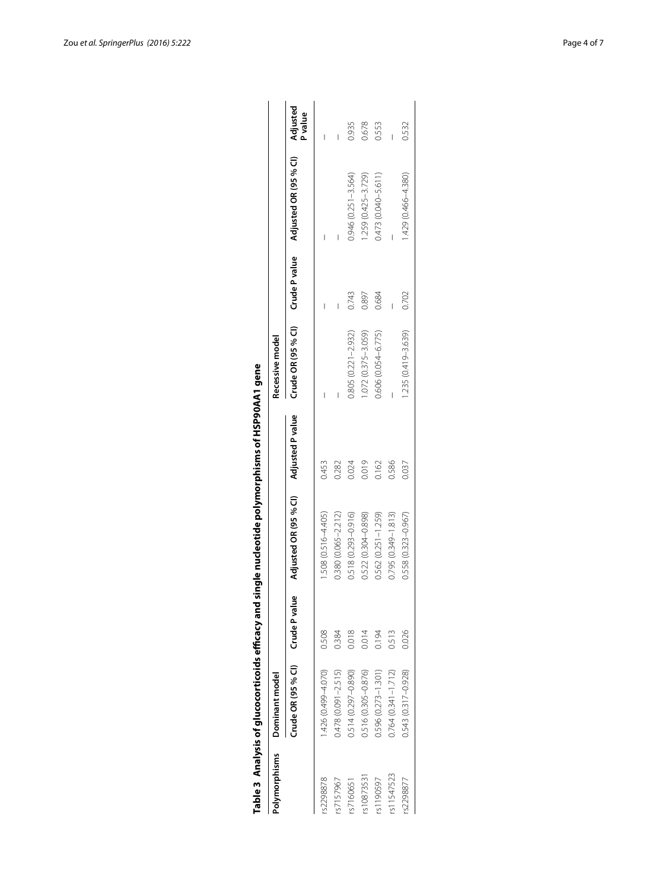**Table 3 Analysis of glucocorticoids efficacy and single nucleotide polymorphisms of HSP90AA1 gene**

| Polymorphisms | Dominant model | | | | Recessive model | | | |
|---|---|---|---|---|---|---|---|---|
| | Crude OR (95 % CI) | Crude P value | Adjusted OR (95 % CI) | Adjusted P value | Crude OR (95 % CI) | Crude P value | Adjusted OR (95 % CI) | Adjusted P value |
| rs2298878 | 1.426 (0.499–4.070) | 0.508 | 1.508 (0.516–4.405) | 0.453 | – | – | – | – |
| rs7157967 | 0.478 (0.091–2.515) | 0.384 | 0.380 (0.065–2.212) | 0.282 | – | – | – | – |
| rs7160651 | 0.514 (0.297–0.890) | 0.018 | 0.518 (0.293–0.916) | 0.024 | 0.805 (0.221–2.932) | 0.743 | 0.946 (0.251–3.564) | 0.935 |
| rs10873531 | 0.516 (0.305–0.876) | 0.014 | 0.522 (0.304–0.898) | 0.019 | 1.072 (0.375–3.059) | 0.897 | 1.259 (0.425–3.729) | 0.678 |
| rs1190597 | 0.596 (0.273–1.301) | 0.194 | 0.562 (0.251–1.259) | 0.162 | 0.606 (0.054–6.775) | 0.684 | 0.473 (0.040–5.611) | 0.553 |
| rs11547523 | 0.764 (0.341–1.712) | 0.513 | 0.795 (0.349–1.813) | 0.586 | – | – | – | – |
| rs2298877 | 0.543 (0.317–0.928) | 0.026 | 0.558 (0.323–0.967) | 0.037 | 1.235 (0.419–3.639) | 0.702 | 1.429 (0.466–4.380) | 0.532 |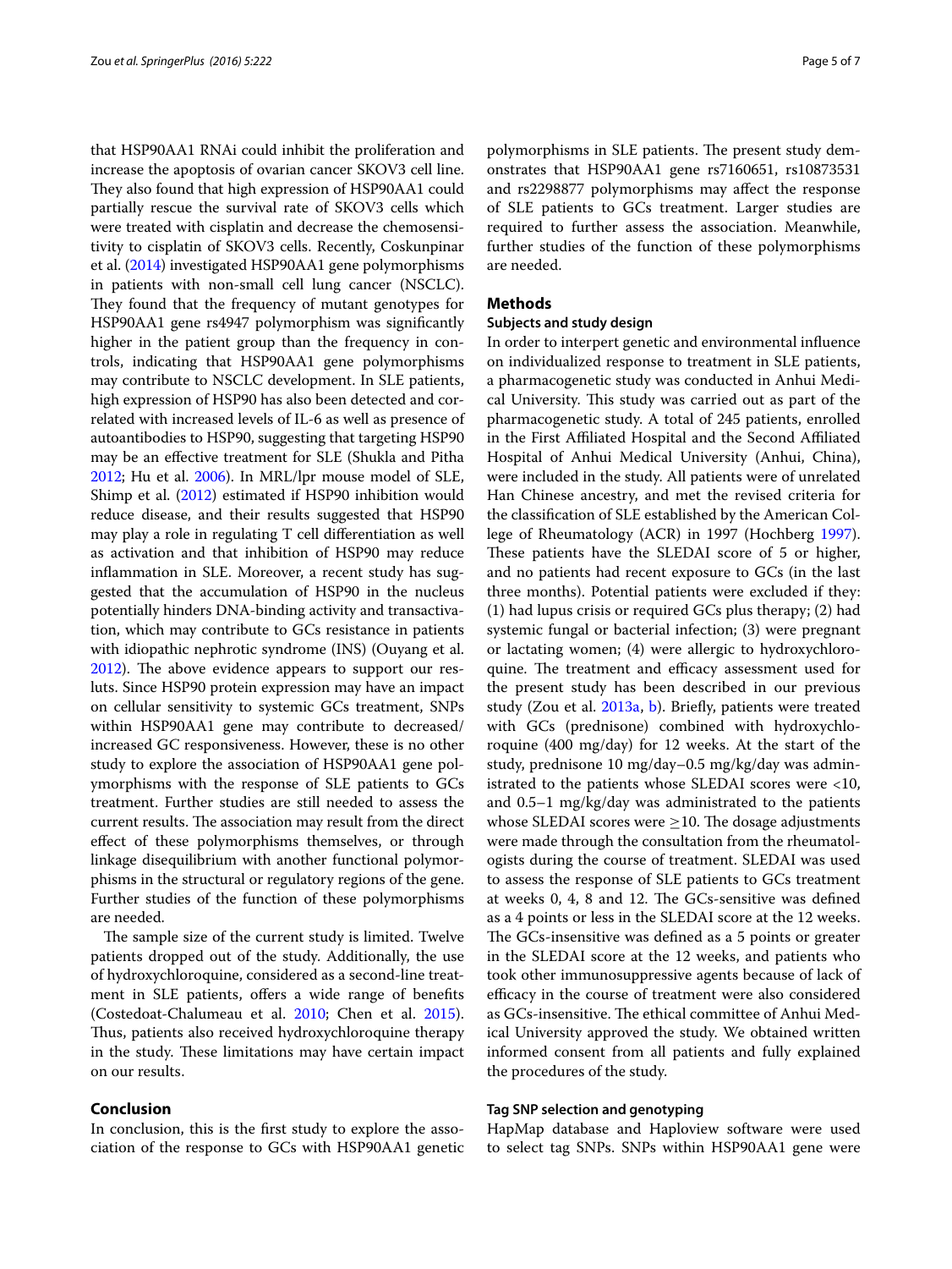that HSP90AA1 RNAi could inhibit the proliferation and increase the apoptosis of ovarian cancer SKOV3 cell line. They also found that high expression of HSP90AA1 could partially rescue the survival rate of SKOV3 cells which were treated with cisplatin and decrease the chemosensitivity to cisplatin of SKOV3 cells. Recently, Coskunpinar et al. (2014) investigated HSP90AA1 gene polymorphisms in patients with non-small cell lung cancer (NSCLC). They found that the frequency of mutant genotypes for HSP90AA1 gene rs4947 polymorphism was significantly higher in the patient group than the frequency in controls, indicating that HSP90AA1 gene polymorphisms may contribute to NSCLC development. In SLE patients, high expression of HSP90 has also been detected and correlated with increased levels of IL-6 as well as presence of autoantibodies to HSP90, suggesting that targeting HSP90 may be an effective treatment for SLE (Shukla and Pitha 2012; Hu et al. 2006). In MRL/lpr mouse model of SLE, Shimp et al. (2012) estimated if HSP90 inhibition would reduce disease, and their results suggested that HSP90 may play a role in regulating T cell differentiation as well as activation and that inhibition of HSP90 may reduce inflammation in SLE. Moreover, a recent study has suggested that the accumulation of HSP90 in the nucleus potentially hinders DNA-binding activity and transactivation, which may contribute to GCs resistance in patients with idiopathic nephrotic syndrome (INS) (Ouyang et al. 2012). The above evidence appears to support our results. Since HSP90 protein expression may have an impact on cellular sensitivity to systemic GCs treatment, SNPs within HSP90AA1 gene may contribute to decreased/increased GC responsiveness. However, these is no other study to explore the association of HSP90AA1 gene polymorphisms with the response of SLE patients to GCs treatment. Further studies are still needed to assess the current results. The association may result from the direct effect of these polymorphisms themselves, or through linkage disequilibrium with another functional polymorphisms in the structural or regulatory regions of the gene. Further studies of the function of these polymorphisms are needed.

The sample size of the current study is limited. Twelve patients dropped out of the study. Additionally, the use of hydroxychloroquine, considered as a second-line treatment in SLE patients, offers a wide range of benefits (Costedoat-Chalumeau et al. 2010; Chen et al. 2015). Thus, patients also received hydroxychloroquine therapy in the study. These limitations may have certain impact on our results.

## Conclusion

In conclusion, this is the first study to explore the association of the response to GCs with HSP90AA1 genetic polymorphisms in SLE patients. The present study demonstrates that HSP90AA1 gene rs7160651, rs10873531 and rs2298877 polymorphisms may affect the response of SLE patients to GCs treatment. Larger studies are required to further assess the association. Meanwhile, further studies of the function of these polymorphisms are needed.

## Methods

### Subjects and study design

In order to interpert genetic and environmental influence on individualized response to treatment in SLE patients, a pharmacogenetic study was conducted in Anhui Medical University. This study was carried out as part of the pharmacogenetic study. A total of 245 patients, enrolled in the First Affiliated Hospital and the Second Affiliated Hospital of Anhui Medical University (Anhui, China), were included in the study. All patients were of unrelated Han Chinese ancestry, and met the revised criteria for the classification of SLE established by the American College of Rheumatology (ACR) in 1997 (Hochberg 1997). These patients have the SLEDAI score of 5 or higher, and no patients had recent exposure to GCs (in the last three months). Potential patients were excluded if they: (1) had lupus crisis or required GCs plus therapy; (2) had systemic fungal or bacterial infection; (3) were pregnant or lactating women; (4) were allergic to hydroxychloroquine. The treatment and efficacy assessment used for the present study has been described in our previous study (Zou et al. 2013a, b). Briefly, patients were treated with GCs (prednisone) combined with hydroxychloroquine (400 mg/day) for 12 weeks. At the start of the study, prednisone 10 mg/day–0.5 mg/kg/day was administrated to the patients whose SLEDAI scores were <10, and 0.5–1 mg/kg/day was administrated to the patients whose SLEDAI scores were $\geq$10. The dosage adjustments were made through the consultation from the rheumatologists during the course of treatment. SLEDAI was used to assess the response of SLE patients to GCs treatment at weeks 0, 4, 8 and 12. The GCs-sensitive was defined as a 4 points or less in the SLEDAI score at the 12 weeks. The GCs-insensitive was defined as a 5 points or greater in the SLEDAI score at the 12 weeks, and patients who took other immunosuppressive agents because of lack of efficacy in the course of treatment were also considered as GCs-insensitive. The ethical committee of Anhui Medical University approved the study. We obtained written informed consent from all patients and fully explained the procedures of the study.

### Tag SNP selection and genotyping

HapMap database and Haploview software were used to select tag SNPs. SNPs within HSP90AA1 gene were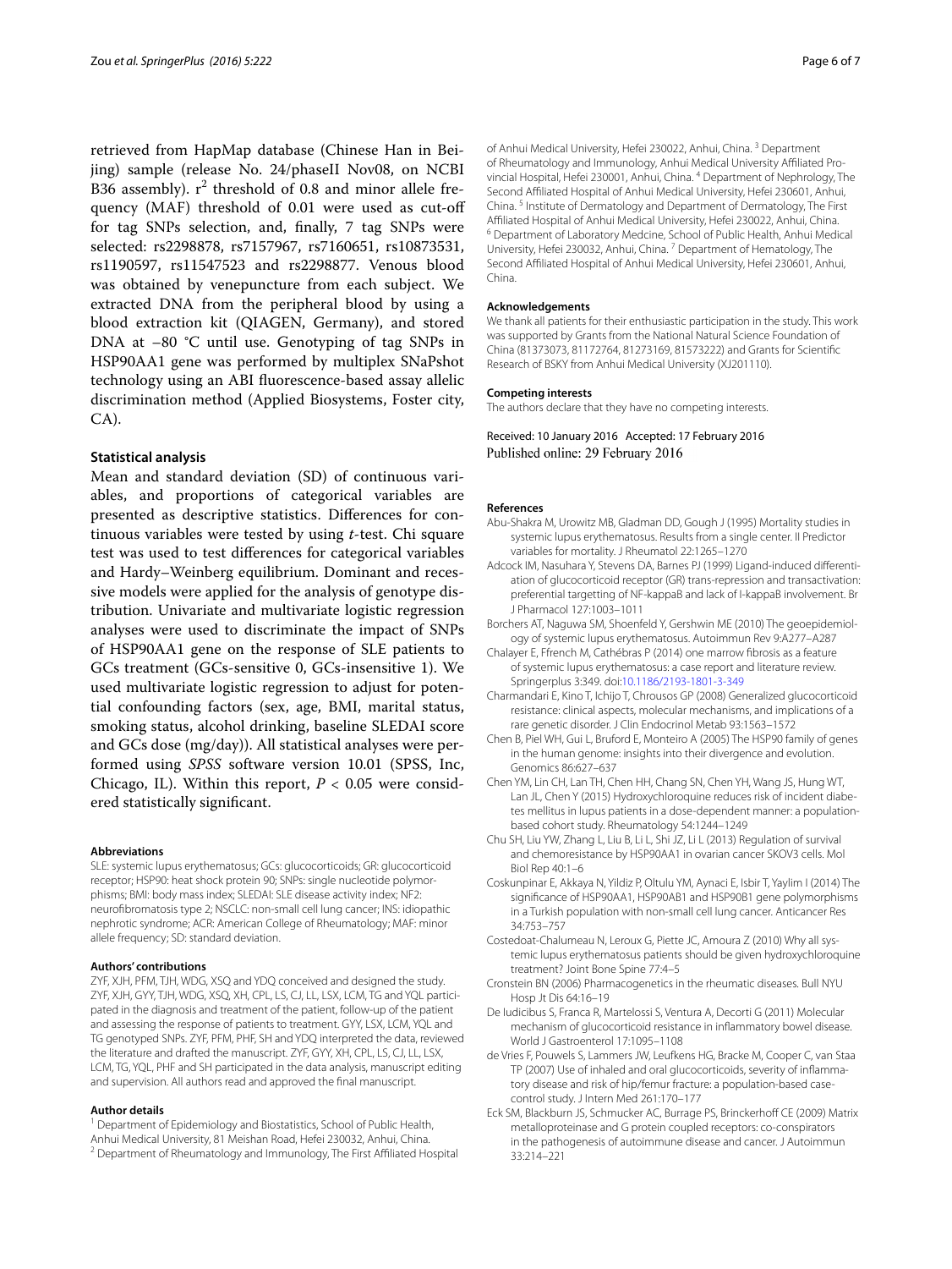retrieved from HapMap database (Chinese Han in Beijing) sample (release No. 24/phaseII Nov08, on NCBI B36 assembly). $r^2$ threshold of 0.8 and minor allele frequency (MAF) threshold of 0.01 were used as cut-off for tag SNPs selection, and, finally, 7 tag SNPs were selected: rs2298878, rs7157967, rs7160651, rs10873531, rs1190597, rs11547523 and rs2298877. Venous blood was obtained by venepuncture from each subject. We extracted DNA from the peripheral blood by using a blood extraction kit (QIAGEN, Germany), and stored DNA at −80 °C until use. Genotyping of tag SNPs in HSP90AA1 gene was performed by multiplex SNaPshot technology using an ABI fluorescence-based assay allelic discrimination method (Applied Biosystems, Foster city, CA).

### Statistical analysis

Mean and standard deviation (SD) of continuous variables, and proportions of categorical variables are presented as descriptive statistics. Differences for continuous variables were tested by using *t*-test. Chi square test was used to test differences for categorical variables and Hardy–Weinberg equilibrium. Dominant and recessive models were applied for the analysis of genotype distribution. Univariate and multivariate logistic regression analyses were used to discriminate the impact of SNPs of HSP90AA1 gene on the response of SLE patients to GCs treatment (GCs-sensitive 0, GCs-insensitive 1). We used multivariate logistic regression to adjust for potential confounding factors (sex, age, BMI, marital status, smoking status, alcohol drinking, baseline SLEDAI score and GCs dose (mg/day)). All statistical analyses were performed using *SPSS* software version 10.01 (SPSS, Inc, Chicago, IL). Within this report, $P < 0.05$ were considered statistically significant.

#### Abbreviations

SLE: systemic lupus erythematosus; GCs: glucocorticoids; GR: glucocorticoid receptor; HSP90: heat shock protein 90; SNPs: single nucleotide polymorphisms; BMI: body mass index; SLEDAI: SLE disease activity index; NF2: neurofibromatosis type 2; NSCLC: non-small cell lung cancer; INS: idiopathic nephrotic syndrome; ACR: American College of Rheumatology; MAF: minor allele frequency; SD: standard deviation.

#### Authors' contributions

ZYF, XJH, PFM, TJH, WDG, XSQ and YDQ conceived and designed the study. ZYF, XJH, GYY, TJH, WDG, XSQ, XH, CPL, LS, CJ, LL, LSX, LCM, TG and YQL participated in the diagnosis and treatment of the patient, follow-up of the patient and assessing the response of patients to treatment. GYY, LSX, LCM, YQL and TG genotyped SNPs. ZYF, PFM, PHF, SH and YDQ interpreted the data, reviewed the literature and drafted the manuscript. ZYF, GYY, XH, CPL, LS, CJ, LL, LSX, LCM, TG, YQL, PHF and SH participated in the data analysis, manuscript editing and supervision. All authors read and approved the final manuscript.

#### Author details

[1] Department of Epidemiology and Biostatistics, School of Public Health, Anhui Medical University, 81 Meishan Road, Hefei 230032, Anhui, China. [2] Department of Rheumatology and Immunology, The First Affiliated Hospital of Anhui Medical University, Hefei 230022, Anhui, China. [3] Department of Rheumatology and Immunology, Anhui Medical University Affiliated Provincial Hospital, Hefei 230001, Anhui, China. [4] Department of Nephrology, The Second Affiliated Hospital of Anhui Medical University, Hefei 230601, Anhui, China. [5] Institute of Dermatology and Department of Dermatology, The First Affiliated Hospital of Anhui Medical University, Hefei 230022, Anhui, China. [6] Department of Laboratory Medcine, School of Public Health, Anhui Medical University, Hefei 230032, Anhui, China. [7] Department of Hematology, The Second Affiliated Hospital of Anhui Medical University, Hefei 230601, Anhui, China.

#### Acknowledgements

We thank all patients for their enthusiastic participation in the study. This work was supported by Grants from the National Natural Science Foundation of China (81373073, 81172764, 81273169, 81573222) and Grants for Scientific Research of BSKY from Anhui Medical University (XJ201110).

#### Competing interests

The authors declare that they have no competing interests.

Received: 10 January 2016 Accepted: 17 February 2016
Published online: 29 February 2016

#### References

Abu-Shakra M, Urowitz MB, Gladman DD, Gough J (1995) Mortality studies in systemic lupus erythematosus. Results from a single center. II Predictor variables for mortality. J Rheumatol 22:1265–1270

Adcock IM, Nasuhara Y, Stevens DA, Barnes PJ (1999) Ligand-induced differentiation of glucocorticoid receptor (GR) trans-repression and transactivation: preferential targetting of NF-kappaB and lack of I-kappaB involvement. Br J Pharmacol 127:1003–1011

Borchers AT, Naguwa SM, Shoenfeld Y, Gershwin ME (2010) The geoepidemiology of systemic lupus erythematosus. Autoimmun Rev 9:A277–A287

Chalayer E, Ffrench M, Cathébras P (2014) one marrow fibrosis as a feature of systemic lupus erythematosus: a case report and literature review. Springerplus 3:349. doi:10.1186/2193-1801-3-349

Charmandari E, Kino T, Ichijo T, Chrousos GP (2008) Generalized glucocorticoid resistance: clinical aspects, molecular mechanisms, and implications of a rare genetic disorder. J Clin Endocrinol Metab 93:1563–1572

Chen B, Piel WH, Gui L, Bruford E, Monteiro A (2005) The HSP90 family of genes in the human genome: insights into their divergence and evolution. Genomics 86:627–637

Chen YM, Lin CH, Lan TH, Chen HH, Chang SN, Chen YH, Wang JS, Hung WT, Lan JL, Chen Y (2015) Hydroxychloroquine reduces risk of incident diabetes mellitus in lupus patients in a dose-dependent manner: a population-based cohort study. Rheumatology 54:1244–1249

Chu SH, Liu YW, Zhang L, Liu B, Li L, Shi JZ, Li L (2013) Regulation of survival and chemoresistance by HSP90AA1 in ovarian cancer SKOV3 cells. Mol Biol Rep 40:1–6

Coskunpinar E, Akkaya N, Yildiz P, Oltulu YM, Aynaci E, Isbir T, Yaylim I (2014) The significance of HSP90AA1, HSP90AB1 and HSP90B1 gene polymorphisms in a Turkish population with non-small cell lung cancer. Anticancer Res 34:753–757

Costedoat-Chalumeau N, Leroux G, Piette JC, Amoura Z (2010) Why all systemic lupus erythematosus patients should be given hydroxychloroquine treatment? Joint Bone Spine 77:4–5

Cronstein BN (2006) Pharmacogenetics in the rheumatic diseases. Bull NYU Hosp Jt Dis 64:16–19

De Iudicibus S, Franca R, Martelossi S, Ventura A, Decorti G (2011) Molecular mechanism of glucocorticoid resistance in inflammatory bowel disease. World J Gastroenterol 17:1095–1108

de Vries F, Pouwels S, Lammers JW, Leufkens HG, Bracke M, Cooper C, van Staa TP (2007) Use of inhaled and oral glucocorticoids, severity of inflammatory disease and risk of hip/femur fracture: a population-based case-control study. J Intern Med 261:170–177

Eck SM, Blackburn JS, Schmucker AC, Burrage PS, Brinckerhoff CE (2009) Matrix metalloproteinase and G protein coupled receptors: co-conspirators in the pathogenesis of autoimmune disease and cancer. J Autoimmun 33:214–221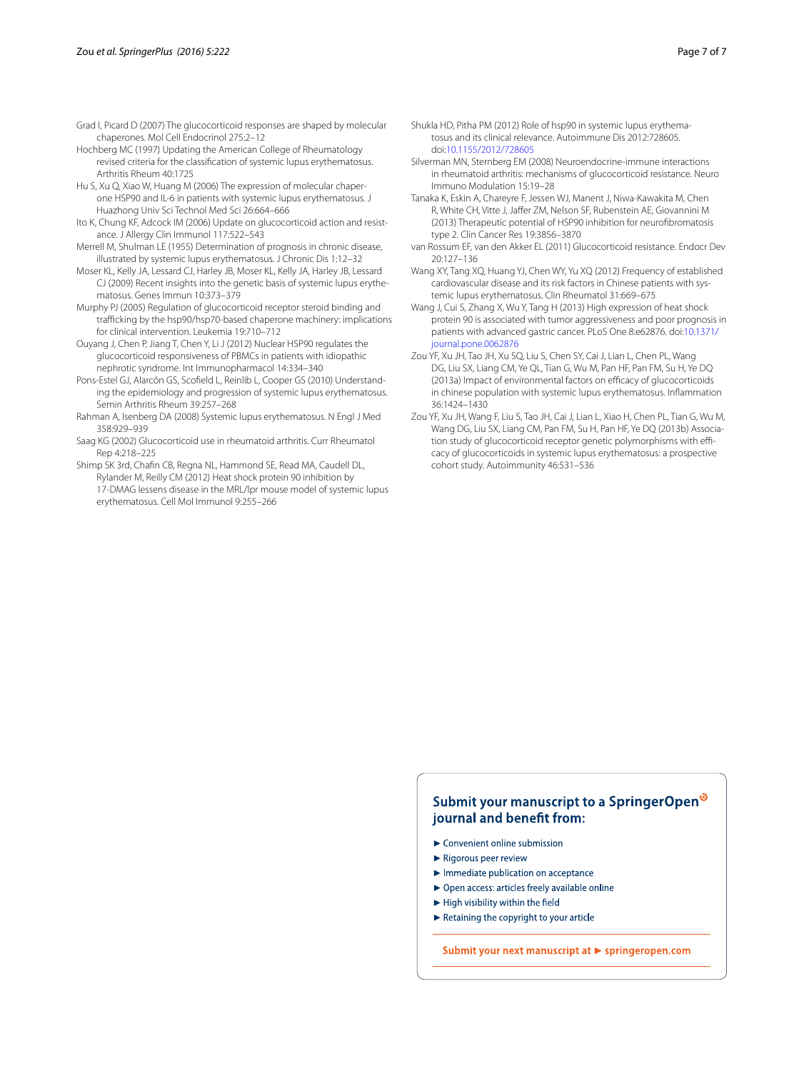Grad I, Picard D (2007) The glucocorticoid responses are shaped by molecular chaperones. Mol Cell Endocrinol 275:2–12

Hochberg MC (1997) Updating the American College of Rheumatology revised criteria for the classification of systemic lupus erythematosus. Arthritis Rheum 40:1725

Hu S, Xu Q, Xiao W, Huang M (2006) The expression of molecular chaperone HSP90 and IL-6 in patients with systemic lupus erythematosus. J Huazhong Univ Sci Technol Med Sci 26:664–666

Ito K, Chung KF, Adcock IM (2006) Update on glucocorticoid action and resistance. J Allergy Clin Immunol 117:522–543

Merrell M, Shulman LE (1955) Determination of prognosis in chronic disease, illustrated by systemic lupus erythematosus. J Chronic Dis 1:12–32

Moser KL, Kelly JA, Lessard CJ, Harley JB, Moser KL, Kelly JA, Harley JB, Lessard CJ (2009) Recent insights into the genetic basis of systemic lupus erythematosus. Genes Immun 10:373–379

Murphy PJ (2005) Regulation of glucocorticoid receptor steroid binding and trafficking by the hsp90/hsp70-based chaperone machinery: implications for clinical intervention. Leukemia 19:710–712

Ouyang J, Chen P, Jiang T, Chen Y, Li J (2012) Nuclear HSP90 regulates the glucocorticoid responsiveness of PBMCs in patients with idiopathic nephrotic syndrome. Int Immunopharmacol 14:334–340

Pons-Estel GJ, Alarcón GS, Scofield L, Reinlib L, Cooper GS (2010) Understanding the epidemiology and progression of systemic lupus erythematosus. Semin Arthritis Rheum 39:257–268

Rahman A, Isenberg DA (2008) Systemic lupus erythematosus. N Engl J Med 358:929–939

Saag KG (2002) Glucocorticoid use in rheumatoid arthritis. Curr Rheumatol Rep 4:218–225

Shimp SK 3rd, Chafin CB, Regna NL, Hammond SE, Read MA, Caudell DL, Rylander M, Reilly CM (2012) Heat shock protein 90 inhibition by 17-DMAG lessens disease in the MRL/lpr mouse model of systemic lupus erythematosus. Cell Mol Immunol 9:255–266

Shukla HD, Pitha PM (2012) Role of hsp90 in systemic lupus erythematosus and its clinical relevance. Autoimmune Dis 2012:728605. doi:10.1155/2012/728605

Silverman MN, Sternberg EM (2008) Neuroendocrine-immune interactions in rheumatoid arthritis: mechanisms of glucocorticoid resistance. Neuro Immuno Modulation 15:19–28

Tanaka K, Eskin A, Chareyre F, Jessen WJ, Manent J, Niwa-Kawakita M, Chen R, White CH, Vitte J, Jaffer ZM, Nelson SF, Rubenstein AE, Giovannini M (2013) Therapeutic potential of HSP90 inhibition for neurofibromatosis type 2. Clin Cancer Res 19:3856–3870

van Rossum EF, van den Akker EL (2011) Glucocorticoid resistance. Endocr Dev 20:127–136

Wang XY, Tang XQ, Huang YJ, Chen WY, Yu XQ (2012) Frequency of established cardiovascular disease and its risk factors in Chinese patients with systemic lupus erythematosus. Clin Rheumatol 31:669–675

Wang J, Cui S, Zhang X, Wu Y, Tang H (2013) High expression of heat shock protein 90 is associated with tumor aggressiveness and poor prognosis in patients with advanced gastric cancer. PLoS One 8:e62876. doi:10.1371/journal.pone.0062876

Zou YF, Xu JH, Tao JH, Xu SQ, Liu S, Chen SY, Cai J, Lian L, Chen PL, Wang DG, Liu SX, Liang CM, Ye QL, Tian G, Wu M, Pan HF, Pan FM, Su H, Ye DQ (2013a) Impact of environmental factors on efficacy of glucocorticoids in chinese population with systemic lupus erythematosus. Inflammation 36:1424–1430

Zou YF, Xu JH, Wang F, Liu S, Tao JH, Cai J, Lian L, Xiao H, Chen PL, Tian G, Wu M, Wang DG, Liu SX, Liang CM, Pan FM, Su H, Pan HF, Ye DQ (2013b) Association study of glucocorticoid receptor genetic polymorphisms with efficacy of glucocorticoids in systemic lupus erythematosus: a prospective cohort study. Autoimmunity 46:531–536

**Submit your manuscript to a SpringerOpen journal and benefit from:**

- ► Convenient online submission
- ► Rigorous peer review
- ► Immediate publication on acceptance
- ► Open access: articles freely available online
- ► High visibility within the field
- ► Retaining the copyright to your article

**Submit your next manuscript at ► springeropen.com**